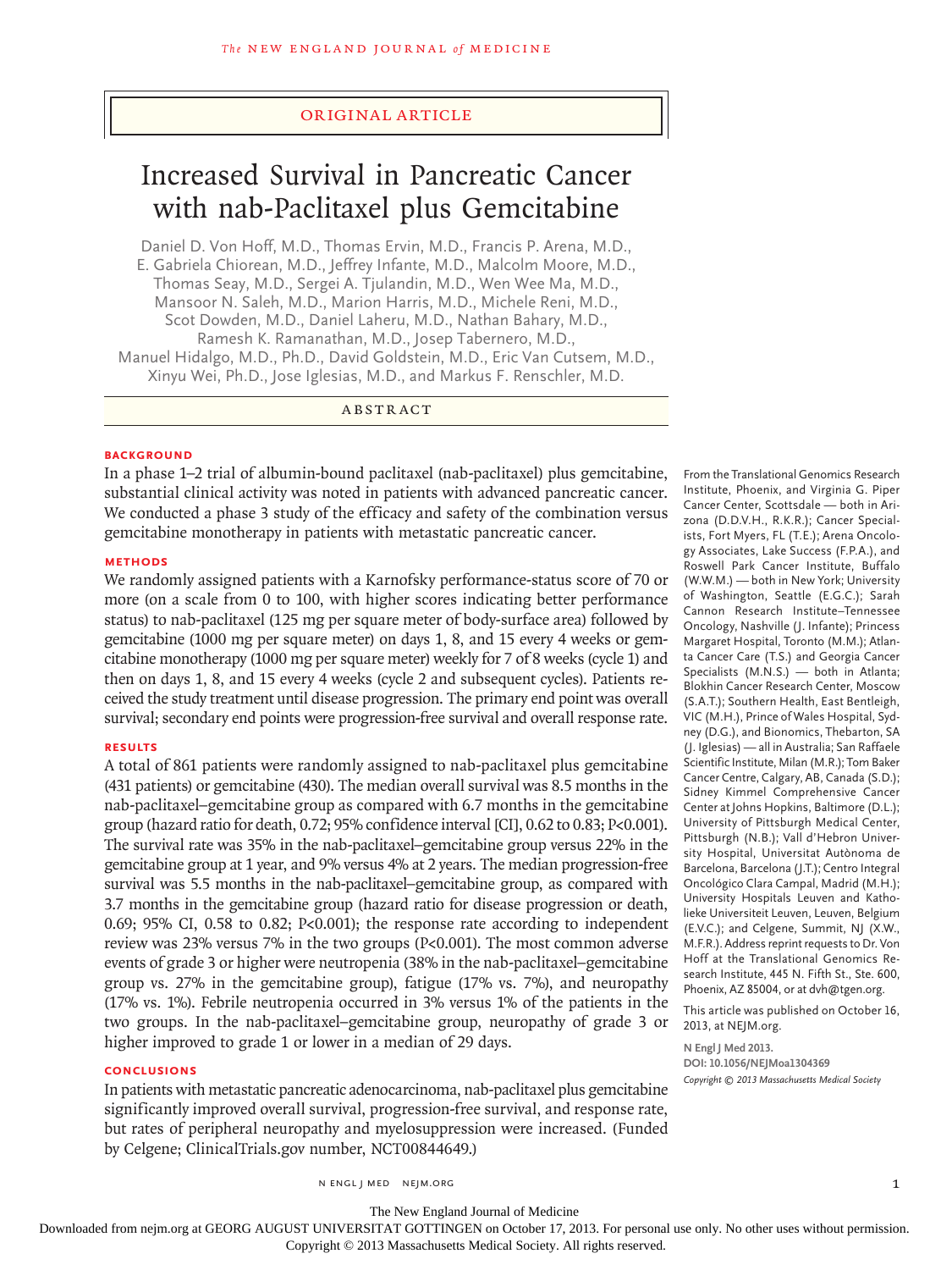ORIGINAL ARTICLE

# Increased Survival in Pancreatic Cancer with nab-Paclitaxel plus Gemcitabine

Daniel D. Von Hoff, M.D., Thomas Ervin, M.D., Francis P. Arena, M.D., E. Gabriela Chiorean, M.D., Jeffrey Infante, M.D., Malcolm Moore, M.D., Thomas Seay, M.D., Sergei A. Tjulandin, M.D., Wen Wee Ma, M.D., Mansoor N. Saleh, M.D., Marion Harris, M.D., Michele Reni, M.D., Scot Dowden, M.D., Daniel Laheru, M.D., Nathan Bahary, M.D., Ramesh K. Ramanathan, M.D., Josep Tabernero, M.D., Manuel Hidalgo, M.D., Ph.D., David Goldstein, M.D., Eric Van Cutsem, M.D., Xinyu Wei, Ph.D., Jose Iglesias, M.D., and Markus F. Renschler, M.D.

## ABSTRACT

### BACKGROUND

In a phase 1–2 trial of albumin-bound paclitaxel (nab-paclitaxel) plus gemcitabine, substantial clinical activity was noted in patients with advanced pancreatic cancer. We conducted a phase 3 study of the efficacy and safety of the combination versus gemcitabine monotherapy in patients with metastatic pancreatic cancer.

### METHODS

We randomly assigned patients with a Karnofsky performance-status score of 70 or more (on a scale from 0 to 100, with higher scores indicating better performance status) to nab-paclitaxel (125 mg per square meter of body-surface area) followed by gemcitabine (1000 mg per square meter) on days 1, 8, and 15 every 4 weeks or gemcitabine monotherapy (1000 mg per square meter) weekly for 7 of 8 weeks (cycle 1) and then on days 1, 8, and 15 every 4 weeks (cycle 2 and subsequent cycles). Patients received the study treatment until disease progression. The primary end point was overall survival; secondary end points were progression-free survival and overall response rate.

### RESULTS

A total of 861 patients were randomly assigned to nab-paclitaxel plus gemcitabine (431 patients) or gemcitabine (430). The median overall survival was 8.5 months in the nab-paclitaxel–gemcitabine group as compared with 6.7 months in the gemcitabine group (hazard ratio for death, 0.72; 95% confidence interval [CI], 0.62 to 0.83; P<0.001). The survival rate was 35% in the nab-paclitaxel–gemcitabine group versus 22% in the gemcitabine group at 1 year, and 9% versus 4% at 2 years. The median progression-free survival was 5.5 months in the nab-paclitaxel–gemcitabine group, as compared with 3.7 months in the gemcitabine group (hazard ratio for disease progression or death, 0.69; 95% CI, 0.58 to 0.82; P<0.001); the response rate according to independent review was 23% versus 7% in the two groups (P<0.001). The most common adverse events of grade 3 or higher were neutropenia (38% in the nab-paclitaxel–gemcitabine group vs. 27% in the gemcitabine group), fatigue (17% vs. 7%), and neuropathy (17% vs. 1%). Febrile neutropenia occurred in 3% versus 1% of the patients in the two groups. In the nab-paclitaxel–gemcitabine group, neuropathy of grade 3 or higher improved to grade 1 or lower in a median of 29 days.

### CONCLUSIONS

In patients with metastatic pancreatic adenocarcinoma, nab-paclitaxel plus gemcitabine significantly improved overall survival, progression-free survival, and response rate, but rates of peripheral neuropathy and myelosuppression were increased. (Funded by Celgene; ClinicalTrials.gov number, NCT00844649.)

From the Translational Genomics Research Institute, Phoenix, and Virginia G. Piper Cancer Center, Scottsdale — both in Arizona (D.D.V.H., R.K.R.); Cancer Specialists, Fort Myers, FL (T.E.); Arena Oncology Associates, Lake Success (F.P.A.), and Roswell Park Cancer Institute, Buffalo (W.W.M.) — both in New York; University of Washington, Seattle (E.G.C.); Sarah Cannon Research Institute–Tennessee Oncology, Nashville (J. Infante); Princess Margaret Hospital, Toronto (M.M.); Atlanta Cancer Care (T.S.) and Georgia Cancer Specialists (M.N.S.) — both in Atlanta; Blokhin Cancer Research Center, Moscow (S.A.T.); Southern Health, East Bentleigh, VIC (M.H.), Prince of Wales Hospital, Sydney (D.G.), and Bionomics, Thebarton, SA (J. Iglesias) — all in Australia; San Raffaele Scientific Institute, Milan (M.R.); Tom Baker Cancer Centre, Calgary, AB, Canada (S.D.); Sidney Kimmel Comprehensive Cancer Center at Johns Hopkins, Baltimore (D.L.); University of Pittsburgh Medical Center, Pittsburgh (N.B.); Vall d'Hebron University Hospital, Universitat Autònoma de Barcelona, Barcelona (J.T.); Centro Integral Oncológico Clara Campal, Madrid (M.H.); University Hospitals Leuven and Katholieke Universiteit Leuven, Leuven, Belgium (E.V.C.); and Celgene, Summit, NJ (X.W., M.F.R.). Address reprint requests to Dr. Von Hoff at the Translational Genomics Research Institute, 445 N. Fifth St., Ste. 600, Phoenix, AZ 85004, or at dvh@tgen.org.

This article was published on October 16, 2013, at NEJM.org.

N Engl J Med 2013.
DOI: 10.1056/NEJMoa1304369
Copyright © 2013 Massachusetts Medical Society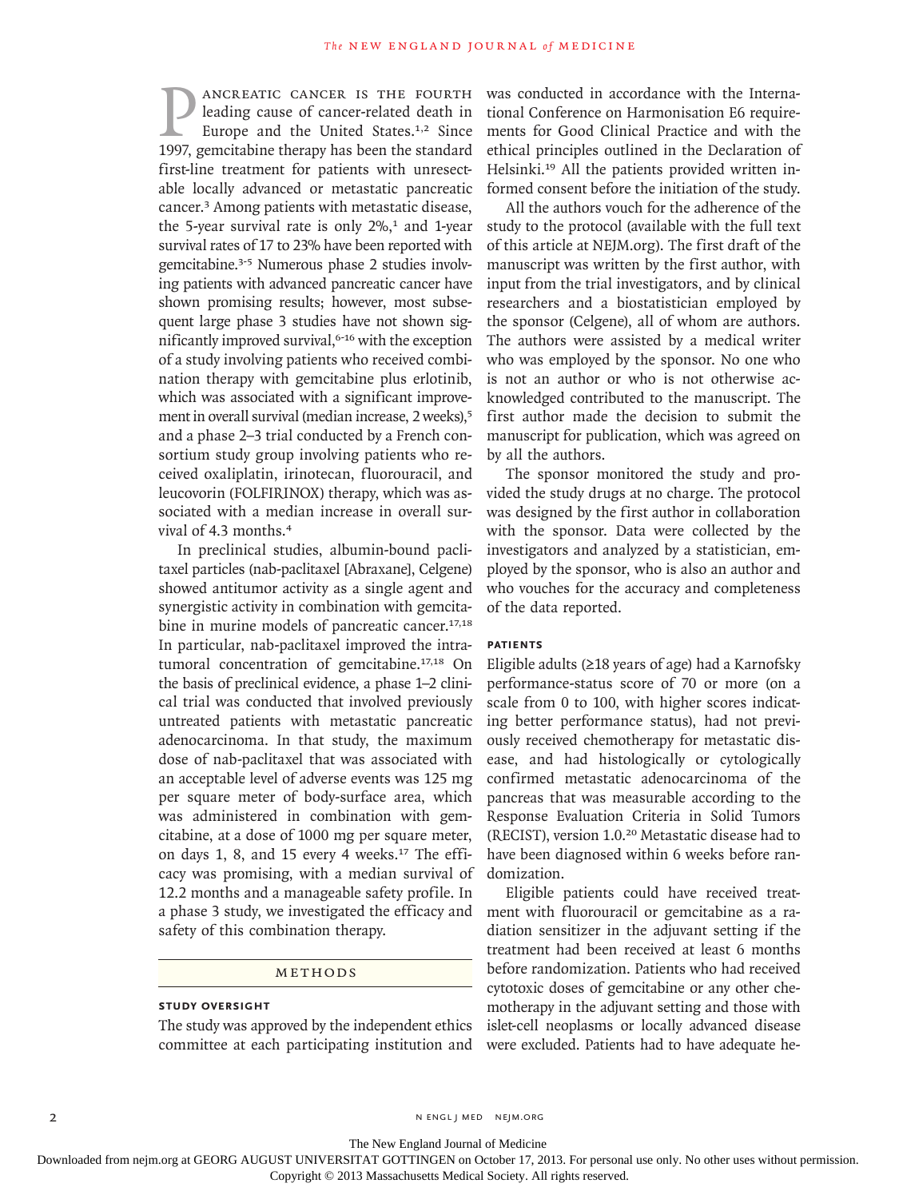Pancreatic cancer is the fourth leading cause of cancer-related death in Europe and the United States.[1,2] Since 1997, gemcitabine therapy has been the standard first-line treatment for patients with unresectable locally advanced or metastatic pancreatic cancer.[3] Among patients with metastatic disease, the 5-year survival rate is only 2%,[1] and 1-year survival rates of 17 to 23% have been reported with gemcitabine.[3-5] Numerous phase 2 studies involving patients with advanced pancreatic cancer have shown promising results; however, most subsequent large phase 3 studies have not shown significantly improved survival,[6-16] with the exception of a study involving patients who received combination therapy with gemcitabine plus erlotinib, which was associated with a significant improvement in overall survival (median increase, 2 weeks),[5] and a phase 2–3 trial conducted by a French consortium study group involving patients who received oxaliplatin, irinotecan, fluorouracil, and leucovorin (FOLFIRINOX) therapy, which was associated with a median increase in overall survival of 4.3 months.[4]

In preclinical studies, albumin-bound paclitaxel particles (nab-paclitaxel [Abraxane], Celgene) showed antitumor activity as a single agent and synergistic activity in combination with gemcitabine in murine models of pancreatic cancer.[17,18] In particular, nab-paclitaxel improved the intratumoral concentration of gemcitabine.[17,18] On the basis of preclinical evidence, a phase 1–2 clinical trial was conducted that involved previously untreated patients with metastatic pancreatic adenocarcinoma. In that study, the maximum dose of nab-paclitaxel that was associated with an acceptable level of adverse events was 125 mg per square meter of body-surface area, which was administered in combination with gemcitabine, at a dose of 1000 mg per square meter, on days 1, 8, and 15 every 4 weeks.[17] The efficacy was promising, with a median survival of 12.2 months and a manageable safety profile. In a phase 3 study, we investigated the efficacy and safety of this combination therapy.

## METHODS

### STUDY OVERSIGHT

The study was approved by the independent ethics committee at each participating institution and was conducted in accordance with the International Conference on Harmonisation E6 requirements for Good Clinical Practice and with the ethical principles outlined in the Declaration of Helsinki.[19] All the patients provided written informed consent before the initiation of the study.

All the authors vouch for the adherence of the study to the protocol (available with the full text of this article at NEJM.org). The first draft of the manuscript was written by the first author, with input from the trial investigators, and by clinical researchers and a biostatistician employed by the sponsor (Celgene), all of whom are authors. The authors were assisted by a medical writer who was employed by the sponsor. No one who is not an author or who is not otherwise acknowledged contributed to the manuscript. The first author made the decision to submit the manuscript for publication, which was agreed on by all the authors.

The sponsor monitored the study and provided the study drugs at no charge. The protocol was designed by the first author in collaboration with the sponsor. Data were collected by the investigators and analyzed by a statistician, employed by the sponsor, who is also an author and who vouches for the accuracy and completeness of the data reported.

### PATIENTS

Eligible adults (≥18 years of age) had a Karnofsky performance-status score of 70 or more (on a scale from 0 to 100, with higher scores indicating better performance status), had not previously received chemotherapy for metastatic disease, and had histologically or cytologically confirmed metastatic adenocarcinoma of the pancreas that was measurable according to the Response Evaluation Criteria in Solid Tumors (RECIST), version 1.0.[20] Metastatic disease had to have been diagnosed within 6 weeks before randomization.

Eligible patients could have received treatment with fluorouracil or gemcitabine as a radiation sensitizer in the adjuvant setting if the treatment had been received at least 6 months before randomization. Patients who had received cytotoxic doses of gemcitabine or any other chemotherapy in the adjuvant setting and those with islet-cell neoplasms or locally advanced disease were excluded. Patients had to have adequate he-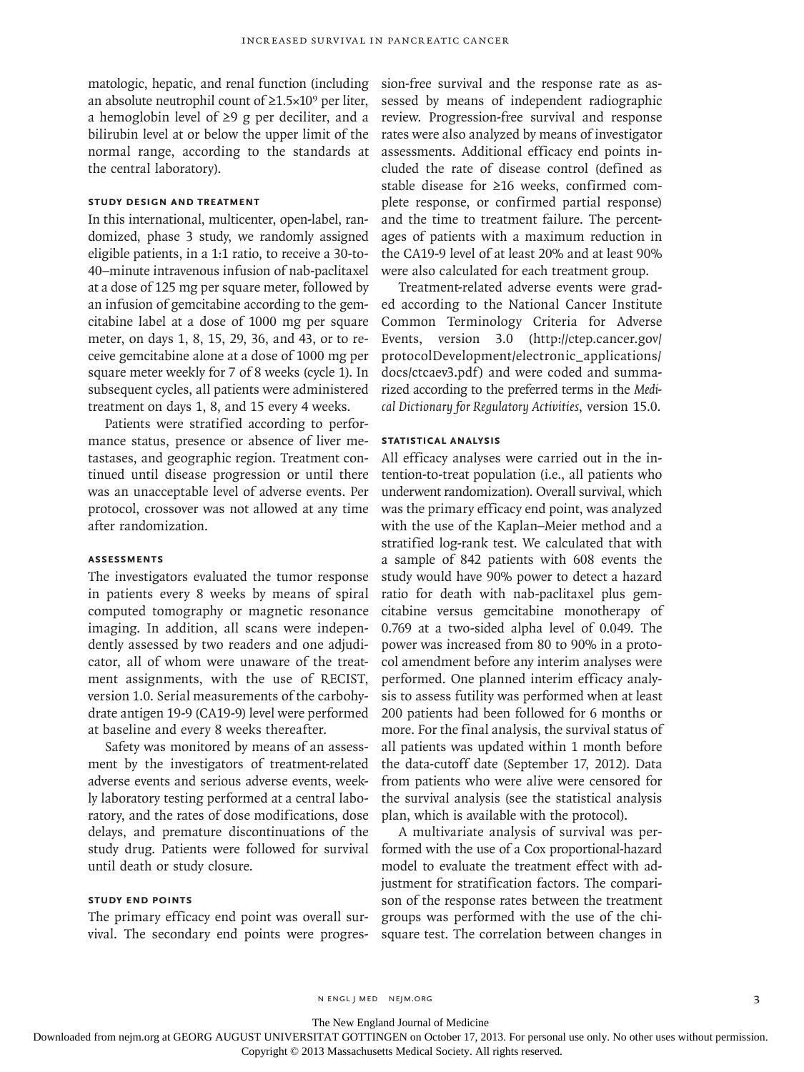matologic, hepatic, and renal function (including an absolute neutrophil count of $\geq 1.5 \times 10^9$ per liter, a hemoglobin level of $\geq 9$ g per deciliter, and a bilirubin level at or below the upper limit of the normal range, according to the standards at the central laboratory).

### STUDY DESIGN AND TREATMENT

In this international, multicenter, open-label, randomized, phase 3 study, we randomly assigned eligible patients, in a 1:1 ratio, to receive a 30-to-40–minute intravenous infusion of nab-paclitaxel at a dose of 125 mg per square meter, followed by an infusion of gemcitabine according to the gemcitabine label at a dose of 1000 mg per square meter, on days 1, 8, 15, 29, 36, and 43, or to receive gemcitabine alone at a dose of 1000 mg per square meter weekly for 7 of 8 weeks (cycle 1). In subsequent cycles, all patients were administered treatment on days 1, 8, and 15 every 4 weeks.

Patients were stratified according to performance status, presence or absence of liver metastases, and geographic region. Treatment continued until disease progression or until there was an unacceptable level of adverse events. Per protocol, crossover was not allowed at any time after randomization.

### ASSESSMENTS

The investigators evaluated the tumor response in patients every 8 weeks by means of spiral computed tomography or magnetic resonance imaging. In addition, all scans were independently assessed by two readers and one adjudicator, all of whom were unaware of the treatment assignments, with the use of RECIST, version 1.0. Serial measurements of the carbohydrate antigen 19-9 (CA19-9) level were performed at baseline and every 8 weeks thereafter.

Safety was monitored by means of an assessment by the investigators of treatment-related adverse events and serious adverse events, weekly laboratory testing performed at a central laboratory, and the rates of dose modifications, dose delays, and premature discontinuations of the study drug. Patients were followed for survival until death or study closure.

### STUDY END POINTS

The primary efficacy end point was overall survival. The secondary end points were progression-free survival and the response rate as assessed by means of independent radiographic review. Progression-free survival and response rates were also analyzed by means of investigator assessments. Additional efficacy end points included the rate of disease control (defined as stable disease for $\geq 16$ weeks, confirmed complete response, or confirmed partial response) and the time to treatment failure. The percentages of patients with a maximum reduction in the CA19-9 level of at least 20% and at least 90% were also calculated for each treatment group.

Treatment-related adverse events were graded according to the National Cancer Institute Common Terminology Criteria for Adverse Events, version 3.0 (http://ctep.cancer.gov/protocolDevelopment/electronic_applications/docs/ctcaev3.pdf) and were coded and summarized according to the preferred terms in the *Medical Dictionary for Regulatory Activities*, version 15.0.

### STATISTICAL ANALYSIS

All efficacy analyses were carried out in the intention-to-treat population (i.e., all patients who underwent randomization). Overall survival, which was the primary efficacy end point, was analyzed with the use of the Kaplan–Meier method and a stratified log-rank test. We calculated that with a sample of 842 patients with 608 events the study would have 90% power to detect a hazard ratio for death with nab-paclitaxel plus gemcitabine versus gemcitabine monotherapy of 0.769 at a two-sided alpha level of 0.049. The power was increased from 80 to 90% in a protocol amendment before any interim analyses were performed. One planned interim efficacy analysis to assess futility was performed when at least 200 patients had been followed for 6 months or more. For the final analysis, the survival status of all patients was updated within 1 month before the data-cutoff date (September 17, 2012). Data from patients who were alive were censored for the survival analysis (see the statistical analysis plan, which is available with the protocol).

A multivariate analysis of survival was performed with the use of a Cox proportional-hazard model to evaluate the treatment effect with adjustment for stratification factors. The comparison of the response rates between the treatment groups was performed with the use of the chi-square test. The correlation between changes in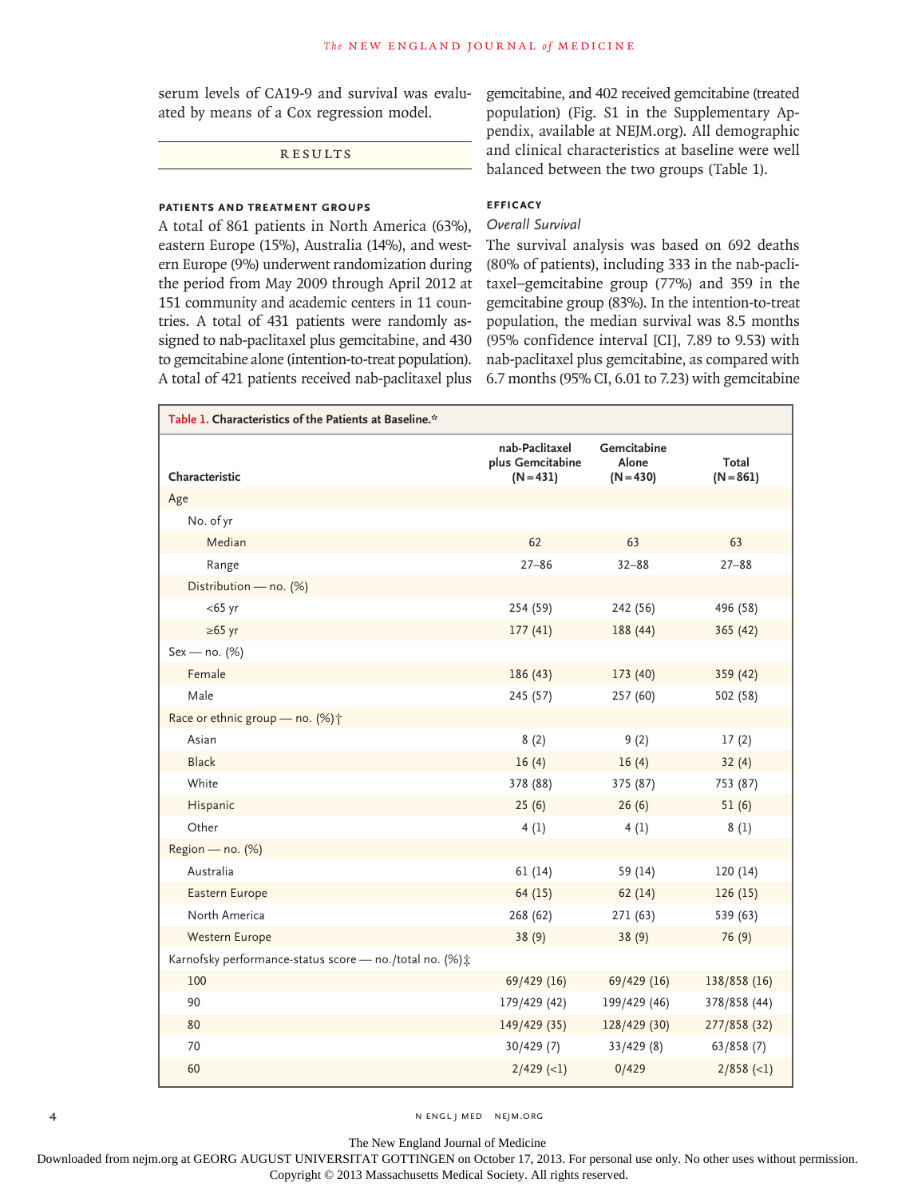serum levels of CA19-9 and survival was evaluated by means of a Cox regression model.

## RESULTS

### PATIENTS AND TREATMENT GROUPS

A total of 861 patients in North America (63%), eastern Europe (15%), Australia (14%), and western Europe (9%) underwent randomization during the period from May 2009 through April 2012 at 151 community and academic centers in 11 countries. A total of 431 patients were randomly assigned to nab-paclitaxel plus gemcitabine, and 430 to gemcitabine alone (intention-to-treat population). A total of 421 patients received nab-paclitaxel plus gemcitabine, and 402 received gemcitabine (treated population) (Fig. S1 in the Supplementary Appendix, available at NEJM.org). All demographic and clinical characteristics at baseline were well balanced between the two groups (Table 1).

### EFFICACY

*Overall Survival*

The survival analysis was based on 692 deaths (80% of patients), including 333 in the nab-paclitaxel–gemcitabine group (77%) and 359 in the gemcitabine group (83%). In the intention-to-treat population, the median survival was 8.5 months (95% confidence interval [CI], 7.89 to 9.53) with nab-paclitaxel plus gemcitabine, as compared with 6.7 months (95% CI, 6.01 to 7.23) with gemcitabine

**Table 1. Characteristics of the Patients at Baseline.***

| Characteristic | nab-Paclitaxel plus Gemcitabine (N=431) | Gemcitabine Alone (N=430) | Total (N=861) |
|---|---|---|---|
| Age | | | |
| No. of yr | | | |
| Median | 62 | 63 | 63 |
| Range | 27–86 | 32–88 | 27–88 |
| Distribution — no. (%) | | | |
| <65 yr | 254 (59) | 242 (56) | 496 (58) |
| ≥65 yr | 177 (41) | 188 (44) | 365 (42) |
| Sex — no. (%) | | | |
| Female | 186 (43) | 173 (40) | 359 (42) |
| Male | 245 (57) | 257 (60) | 502 (58) |
| Race or ethnic group — no. (%)† | | | |
| Asian | 8 (2) | 9 (2) | 17 (2) |
| Black | 16 (4) | 16 (4) | 32 (4) |
| White | 378 (88) | 375 (87) | 753 (87) |
| Hispanic | 25 (6) | 26 (6) | 51 (6) |
| Other | 4 (1) | 4 (1) | 8 (1) |
| Region — no. (%) | | | |
| Australia | 61 (14) | 59 (14) | 120 (14) |
| Eastern Europe | 64 (15) | 62 (14) | 126 (15) |
| North America | 268 (62) | 271 (63) | 539 (63) |
| Western Europe | 38 (9) | 38 (9) | 76 (9) |
| Karnofsky performance-status score — no./total no. (%)‡ | | | |
| 100 | 69/429 (16) | 69/429 (16) | 138/858 (16) |
| 90 | 179/429 (42) | 199/429 (46) | 378/858 (44) |
| 80 | 149/429 (35) | 128/429 (30) | 277/858 (32) |
| 70 | 30/429 (7) | 33/429 (8) | 63/858 (7) |
| 60 | 2/429 (<1) | 0/429 | 2/858 (<1) |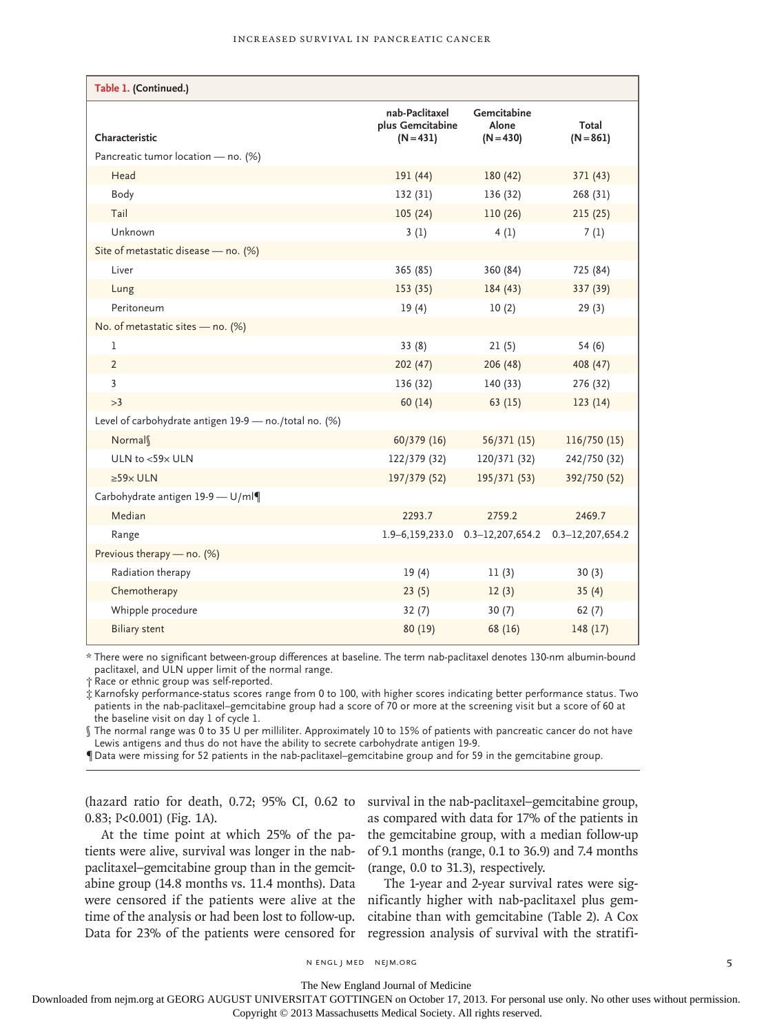**Table 1. (Continued.)**

| Characteristic | nab-Paclitaxel plus Gemcitabine (N=431) | Gemcitabine Alone (N=430) | Total (N=861) |
|---|---|---|---|
| Pancreatic tumor location — no. (%) | | | |
| Head | 191 (44) | 180 (42) | 371 (43) |
| Body | 132 (31) | 136 (32) | 268 (31) |
| Tail | 105 (24) | 110 (26) | 215 (25) |
| Unknown | 3 (1) | 4 (1) | 7 (1) |
| Site of metastatic disease — no. (%) | | | |
| Liver | 365 (85) | 360 (84) | 725 (84) |
| Lung | 153 (35) | 184 (43) | 337 (39) |
| Peritoneum | 19 (4) | 10 (2) | 29 (3) |
| No. of metastatic sites — no. (%) | | | |
| 1 | 33 (8) | 21 (5) | 54 (6) |
| 2 | 202 (47) | 206 (48) | 408 (47) |
| 3 | 136 (32) | 140 (33) | 276 (32) |
| >3 | 60 (14) | 63 (15) | 123 (14) |
| Level of carbohydrate antigen 19-9 — no./total no. (%) | | | |
| Normal§ | 60/379 (16) | 56/371 (15) | 116/750 (15) |
| ULN to <59× ULN | 122/379 (32) | 120/371 (32) | 242/750 (32) |
| ≥59× ULN | 197/379 (52) | 195/371 (53) | 392/750 (52) |
| Carbohydrate antigen 19-9 — U/ml¶ | | | |
| Median | 2293.7 | 2759.2 | 2469.7 |
| Range | 1.9–6,159,233.0 | 0.3–12,207,654.2 | 0.3–12,207,654.2 |
| Previous therapy — no. (%) | | | |
| Radiation therapy | 19 (4) | 11 (3) | 30 (3) |
| Chemotherapy | 23 (5) | 12 (3) | 35 (4) |
| Whipple procedure | 32 (7) | 30 (7) | 62 (7) |
| Biliary stent | 80 (19) | 68 (16) | 148 (17) |

\* There were no significant between-group differences at baseline. The term nab-paclitaxel denotes 130-nm albumin-bound paclitaxel, and ULN upper limit of the normal range.

† Race or ethnic group was self-reported.

‡ Karnofsky performance-status scores range from 0 to 100, with higher scores indicating better performance status. Two patients in the nab-paclitaxel–gemcitabine group had a score of 70 or more at the screening visit but a score of 60 at the baseline visit on day 1 of cycle 1.

§ The normal range was 0 to 35 U per milliliter. Approximately 10 to 15% of patients with pancreatic cancer do not have Lewis antigens and thus do not have the ability to secrete carbohydrate antigen 19-9.

¶ Data were missing for 52 patients in the nab-paclitaxel–gemcitabine group and for 59 in the gemcitabine group.

(hazard ratio for death, 0.72; 95% CI, 0.62 to 0.83; P<0.001) (Fig. 1A).

At the time point at which 25% of the patients were alive, survival was longer in the nab-paclitaxel–gemcitabine group than in the gemcitabine group (14.8 months vs. 11.4 months). Data were censored if the patients were alive at the time of the analysis or had been lost to follow-up. Data for 23% of the patients were censored for survival in the nab-paclitaxel–gemcitabine group, as compared with data for 17% of the patients in the gemcitabine group, with a median follow-up of 9.1 months (range, 0.1 to 36.9) and 7.4 months (range, 0.0 to 31.3), respectively.

The 1-year and 2-year survival rates were significantly higher with nab-paclitaxel plus gemcitabine than with gemcitabine (Table 2). A Cox regression analysis of survival with the stratifi-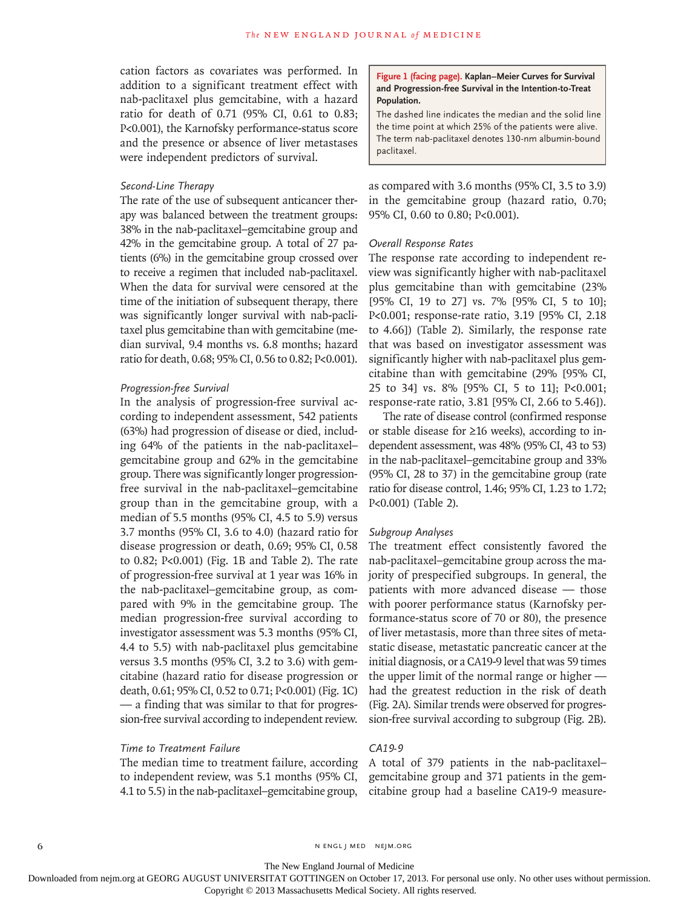cation factors as covariates was performed. In addition to a significant treatment effect with nab-paclitaxel plus gemcitabine, with a hazard ratio for death of 0.71 (95% CI, 0.61 to 0.83; P<0.001), the Karnofsky performance-status score and the presence or absence of liver metastases were independent predictors of survival.

### *Second-Line Therapy*

The rate of the use of subsequent anticancer therapy was balanced between the treatment groups: 38% in the nab-paclitaxel–gemcitabine group and 42% in the gemcitabine group. A total of 27 patients (6%) in the gemcitabine group crossed over to receive a regimen that included nab-paclitaxel. When the data for survival were censored at the time of the initiation of subsequent therapy, there was significantly longer survival with nab-paclitaxel plus gemcitabine than with gemcitabine (median survival, 9.4 months vs. 6.8 months; hazard ratio for death, 0.68; 95% CI, 0.56 to 0.82; P<0.001).

### *Progression-free Survival*

In the analysis of progression-free survival according to independent assessment, 542 patients (63%) had progression of disease or died, including 64% of the patients in the nab-paclitaxel–gemcitabine group and 62% in the gemcitabine group. There was significantly longer progression-free survival in the nab-paclitaxel–gemcitabine group than in the gemcitabine group, with a median of 5.5 months (95% CI, 4.5 to 5.9) versus 3.7 months (95% CI, 3.6 to 4.0) (hazard ratio for disease progression or death, 0.69; 95% CI, 0.58 to 0.82; P<0.001) (Fig. 1B and Table 2). The rate of progression-free survival at 1 year was 16% in the nab-paclitaxel–gemcitabine group, as compared with 9% in the gemcitabine group. The median progression-free survival according to investigator assessment was 5.3 months (95% CI, 4.4 to 5.5) with nab-paclitaxel plus gemcitabine versus 3.5 months (95% CI, 3.2 to 3.6) with gemcitabine (hazard ratio for disease progression or death, 0.61; 95% CI, 0.52 to 0.71; P<0.001) (Fig. 1C) — a finding that was similar to that for progression-free survival according to independent review.

### *Time to Treatment Failure*

The median time to treatment failure, according to independent review, was 5.1 months (95% CI, 4.1 to 5.5) in the nab-paclitaxel–gemcitabine group, as compared with 3.6 months (95% CI, 3.5 to 3.9) in the gemcitabine group (hazard ratio, 0.70; 95% CI, 0.60 to 0.80; P<0.001).

**Figure 1 (facing page). Kaplan–Meier Curves for Survival and Progression-free Survival in the Intention-to-Treat Population.**
The dashed line indicates the median and the solid line the time point at which 25% of the patients were alive. The term nab-paclitaxel denotes 130-nm albumin-bound paclitaxel.

### *Overall Response Rates*

The response rate according to independent review was significantly higher with nab-paclitaxel plus gemcitabine than with gemcitabine (23% [95% CI, 19 to 27] vs. 7% [95% CI, 5 to 10]; P<0.001; response-rate ratio, 3.19 [95% CI, 2.18 to 4.66]) (Table 2). Similarly, the response rate that was based on investigator assessment was significantly higher with nab-paclitaxel plus gemcitabine than with gemcitabine (29% [95% CI, 25 to 34] vs. 8% [95% CI, 5 to 11]; P<0.001; response-rate ratio, 3.81 [95% CI, 2.66 to 5.46]).

The rate of disease control (confirmed response or stable disease for ≥16 weeks), according to independent assessment, was 48% (95% CI, 43 to 53) in the nab-paclitaxel–gemcitabine group and 33% (95% CI, 28 to 37) in the gemcitabine group (rate ratio for disease control, 1.46; 95% CI, 1.23 to 1.72; P<0.001) (Table 2).

### *Subgroup Analyses*

The treatment effect consistently favored the nab-paclitaxel–gemcitabine group across the majority of prespecified subgroups. In general, the patients with more advanced disease — those with poorer performance status (Karnofsky performance-status score of 70 or 80), the presence of liver metastasis, more than three sites of metastatic disease, metastatic pancreatic cancer at the initial diagnosis, or a CA19-9 level that was 59 times the upper limit of the normal range or higher — had the greatest reduction in the risk of death (Fig. 2A). Similar trends were observed for progression-free survival according to subgroup (Fig. 2B).

### *CA19-9*

A total of 379 patients in the nab-paclitaxel–gemcitabine group and 371 patients in the gemcitabine group had a baseline CA19-9 measure-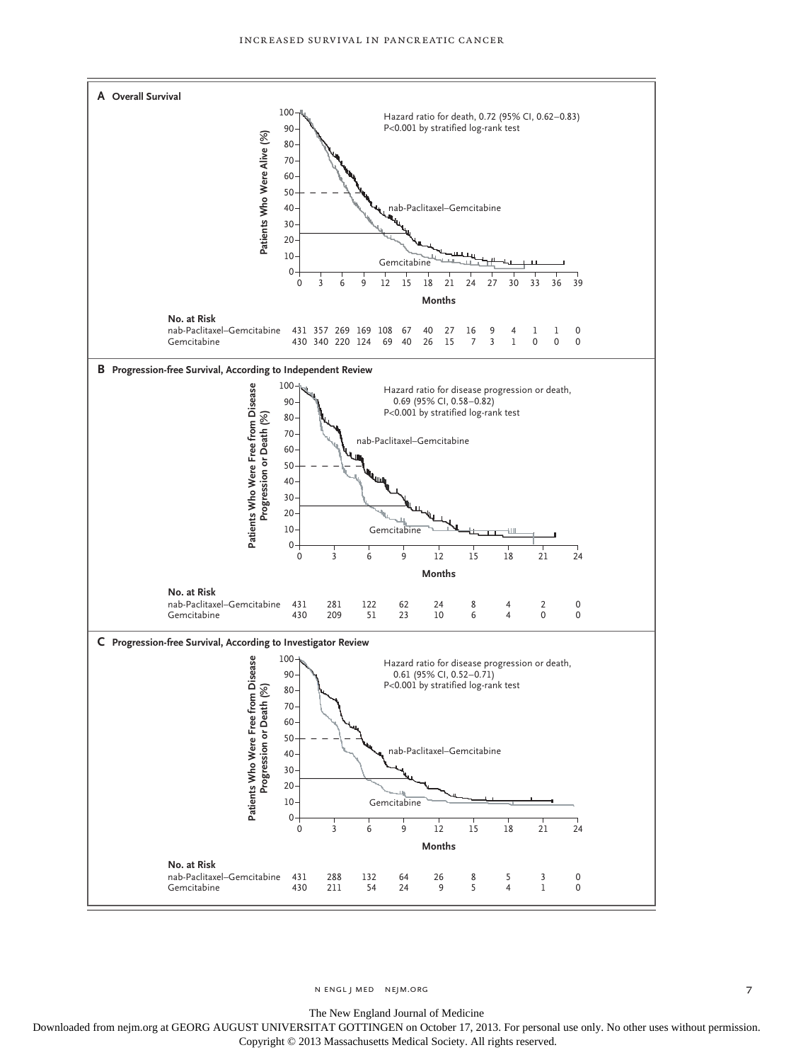**A Overall Survival**

Hazard ratio for death, 0.72 (95% CI, 0.62–0.83)
P<0.001 by stratified log-rank test

Patients Who Were Alive (%)

nab-Paclitaxel–Gemcitabine

Gemcitabine

Months

**No. at Risk**

| | 0 | 3 | 6 | 9 | 12 | 15 | 18 | 21 | 24 | 27 | 30 | 33 | 36 | 39 |
|---|---|---|---|---|---|---|---|---|---|---|---|---|---|---|
| nab-Paclitaxel–Gemcitabine | 431 | 357 | 269 | 169 | 108 | 67 | 40 | 27 | 16 | 9 | 4 | 1 | 1 | 0 |
| Gemcitabine | 430 | 340 | 220 | 124 | 69 | 40 | 26 | 15 | 7 | 3 | 1 | 0 | 0 | 0 |

**B Progression-free Survival, According to Independent Review**

Hazard ratio for disease progression or death, 0.69 (95% CI, 0.58–0.82)
P<0.001 by stratified log-rank test

Patients Who Were Free from Disease Progression or Death (%)

nab-Paclitaxel–Gemcitabine

Gemcitabine

Months

**No. at Risk**

| | 0 | 3 | 6 | 9 | 12 | 15 | 18 | 21 | 24 |
|---|---|---|---|---|---|---|---|---|---|
| nab-Paclitaxel–Gemcitabine | 431 | 281 | 122 | 62 | 24 | 8 | 4 | 2 | 0 |
| Gemcitabine | 430 | 209 | 51 | 23 | 10 | 6 | 4 | 0 | 0 |

**C Progression-free Survival, According to Investigator Review**

Hazard ratio for disease progression or death, 0.61 (95% CI, 0.52–0.71)
P<0.001 by stratified log-rank test

Patients Who Were Free from Disease Progression or Death (%)

nab-Paclitaxel–Gemcitabine

Gemcitabine

Months

**No. at Risk**

| | 0 | 3 | 6 | 9 | 12 | 15 | 18 | 21 | 24 |
|---|---|---|---|---|---|---|---|---|---|
| nab-Paclitaxel–Gemcitabine | 431 | 288 | 132 | 64 | 26 | 8 | 5 | 3 | 0 |
| Gemcitabine | 430 | 211 | 54 | 24 | 9 | 5 | 4 | 1 | 0 |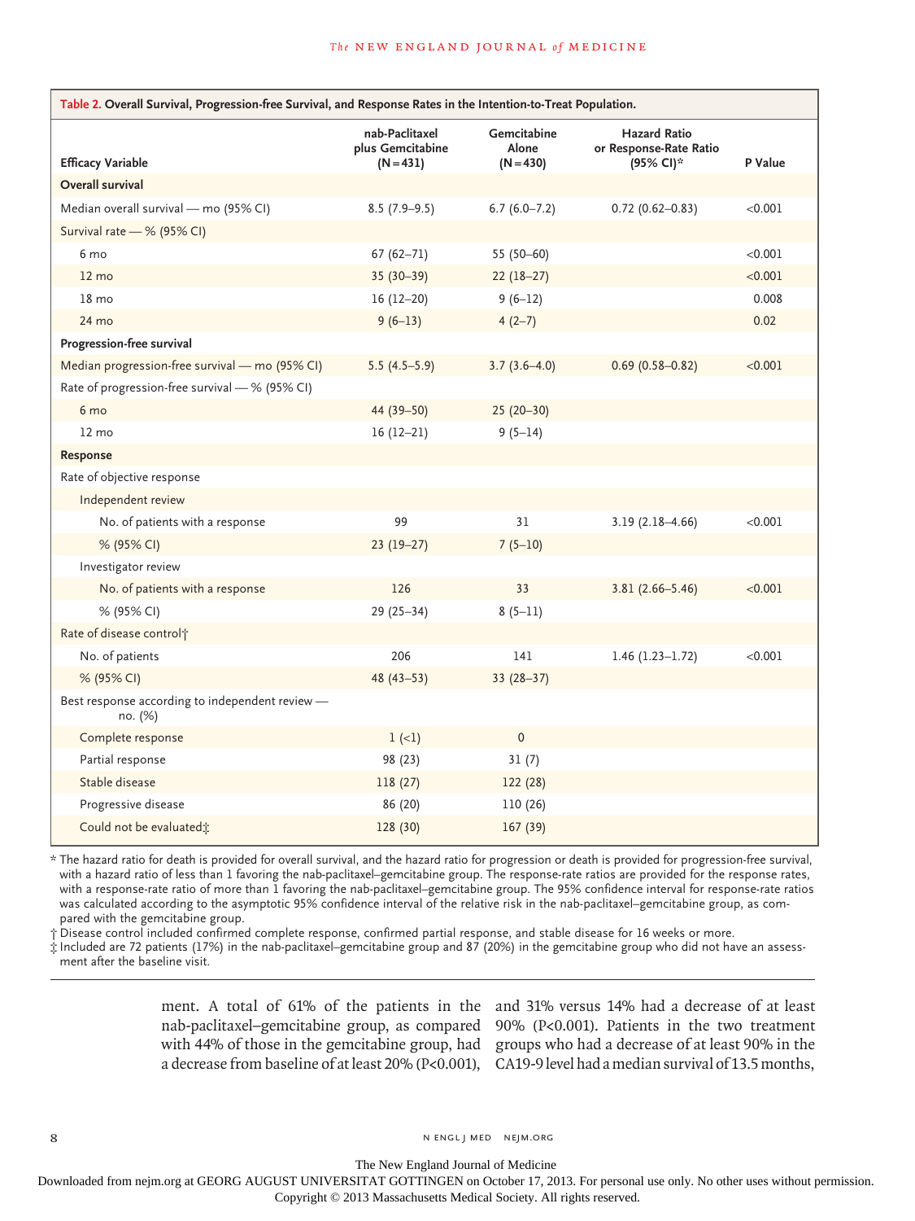**Table 2. Overall Survival, Progression-free Survival, and Response Rates in the Intention-to-Treat Population.**

| Efficacy Variable | nab-Paclitaxel plus Gemcitabine (N=431) | Gemcitabine Alone (N=430) | Hazard Ratio or Response-Rate Ratio (95% CI)* | P Value |
|---|---|---|---|---|
| **Overall survival** | | | | |
| Median overall survival — mo (95% CI) | 8.5 (7.9–9.5) | 6.7 (6.0–7.2) | 0.72 (0.62–0.83) | <0.001 |
| Survival rate — % (95% CI) | | | | |
| 6 mo | 67 (62–71) | 55 (50–60) | | <0.001 |
| 12 mo | 35 (30–39) | 22 (18–27) | | <0.001 |
| 18 mo | 16 (12–20) | 9 (6–12) | | 0.008 |
| 24 mo | 9 (6–13) | 4 (2–7) | | 0.02 |
| **Progression-free survival** | | | | |
| Median progression-free survival — mo (95% CI) | 5.5 (4.5–5.9) | 3.7 (3.6–4.0) | 0.69 (0.58–0.82) | <0.001 |
| Rate of progression-free survival — % (95% CI) | | | | |
| 6 mo | 44 (39–50) | 25 (20–30) | | |
| 12 mo | 16 (12–21) | 9 (5–14) | | |
| **Response** | | | | |
| Rate of objective response | | | | |
| Independent review | | | | |
| No. of patients with a response | 99 | 31 | 3.19 (2.18–4.66) | <0.001 |
| % (95% CI) | 23 (19–27) | 7 (5–10) | | |
| Investigator review | | | | |
| No. of patients with a response | 126 | 33 | 3.81 (2.66–5.46) | <0.001 |
| % (95% CI) | 29 (25–34) | 8 (5–11) | | |
| Rate of disease control† | | | | |
| No. of patients | 206 | 141 | 1.46 (1.23–1.72) | <0.001 |
| % (95% CI) | 48 (43–53) | 33 (28–37) | | |
| Best response according to independent review — no. (%) | | | | |
| Complete response | 1 (<1) | 0 | | |
| Partial response | 98 (23) | 31 (7) | | |
| Stable disease | 118 (27) | 122 (28) | | |
| Progressive disease | 86 (20) | 110 (26) | | |
| Could not be evaluated‡ | 128 (30) | 167 (39) | | |

\* The hazard ratio for death is provided for overall survival, and the hazard ratio for progression or death is provided for progression-free survival, with a hazard ratio of less than 1 favoring the nab-paclitaxel–gemcitabine group. The response-rate ratios are provided for the response rates, with a response-rate ratio of more than 1 favoring the nab-paclitaxel–gemcitabine group. The 95% confidence interval for response-rate ratios was calculated according to the asymptotic 95% confidence interval of the relative risk in the nab-paclitaxel–gemcitabine group, as compared with the gemcitabine group.

† Disease control included confirmed complete response, confirmed partial response, and stable disease for 16 weeks or more.

‡ Included are 72 patients (17%) in the nab-paclitaxel–gemcitabine group and 87 (20%) in the gemcitabine group who did not have an assessment after the baseline visit.

ment. A total of 61% of the patients in the nab-paclitaxel–gemcitabine group, as compared with 44% of those in the gemcitabine group, had a decrease from baseline of at least 20% (P<0.001), and 31% versus 14% had a decrease of at least 90% (P<0.001). Patients in the two treatment groups who had a decrease of at least 90% in the CA19-9 level had a median survival of 13.5 months,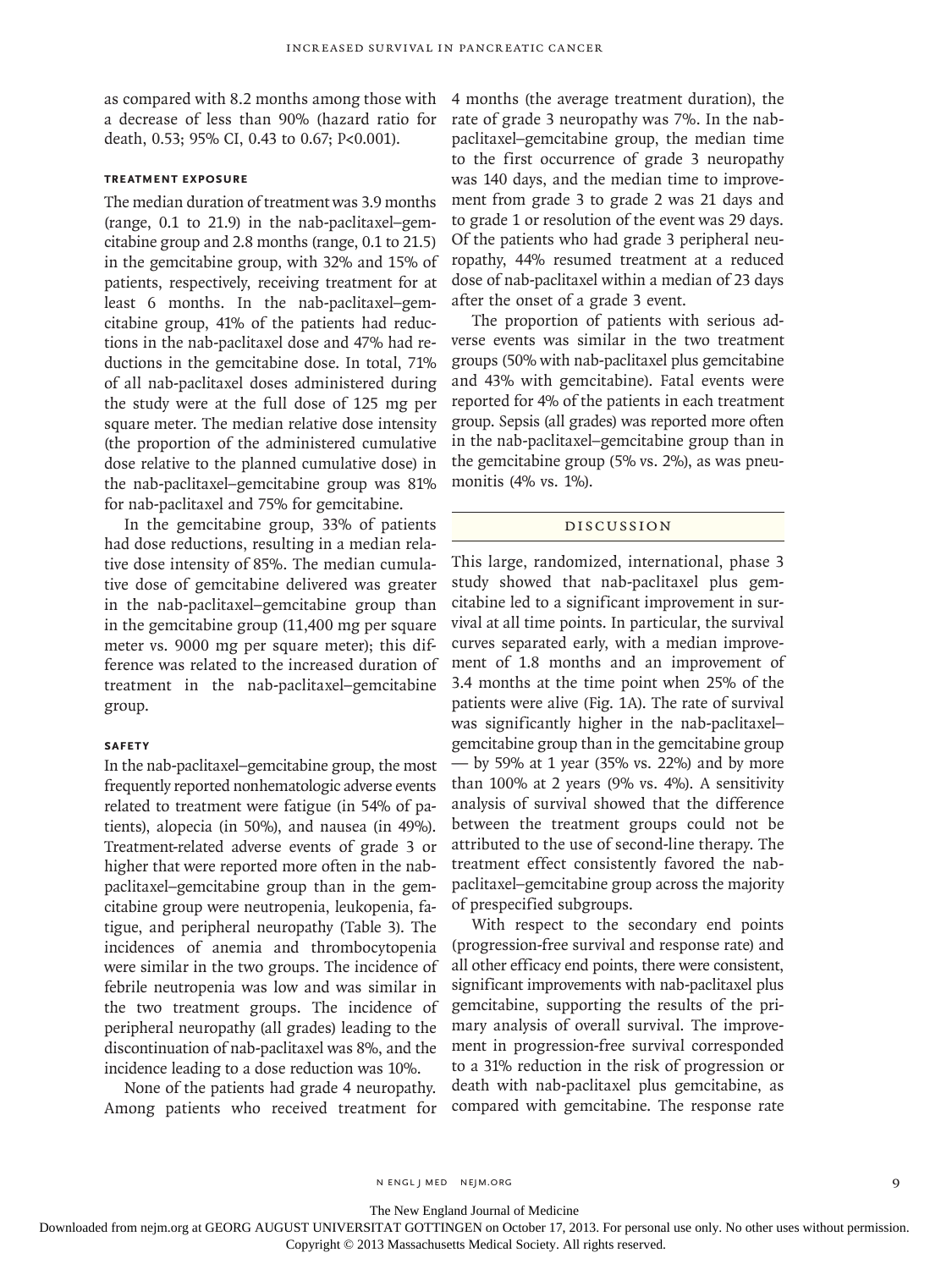as compared with 8.2 months among those with a decrease of less than 90% (hazard ratio for death, 0.53; 95% CI, 0.43 to 0.67; P<0.001).

### TREATMENT EXPOSURE

The median duration of treatment was 3.9 months (range, 0.1 to 21.9) in the nab-paclitaxel–gemcitabine group and 2.8 months (range, 0.1 to 21.5) in the gemcitabine group, with 32% and 15% of patients, respectively, receiving treatment for at least 6 months. In the nab-paclitaxel–gemcitabine group, 41% of the patients had reductions in the nab-paclitaxel dose and 47% had reductions in the gemcitabine dose. In total, 71% of all nab-paclitaxel doses administered during the study were at the full dose of 125 mg per square meter. The median relative dose intensity (the proportion of the administered cumulative dose relative to the planned cumulative dose) in the nab-paclitaxel–gemcitabine group was 81% for nab-paclitaxel and 75% for gemcitabine.

In the gemcitabine group, 33% of patients had dose reductions, resulting in a median relative dose intensity of 85%. The median cumulative dose of gemcitabine delivered was greater in the nab-paclitaxel–gemcitabine group than in the gemcitabine group (11,400 mg per square meter vs. 9000 mg per square meter); this difference was related to the increased duration of treatment in the nab-paclitaxel–gemcitabine group.

### SAFETY

In the nab-paclitaxel–gemcitabine group, the most frequently reported nonhematologic adverse events related to treatment were fatigue (in 54% of patients), alopecia (in 50%), and nausea (in 49%). Treatment-related adverse events of grade 3 or higher that were reported more often in the nab-paclitaxel–gemcitabine group than in the gemcitabine group were neutropenia, leukopenia, fatigue, and peripheral neuropathy (Table 3). The incidences of anemia and thrombocytopenia were similar in the two groups. The incidence of febrile neutropenia was low and was similar in the two treatment groups. The incidence of peripheral neuropathy (all grades) leading to the discontinuation of nab-paclitaxel was 8%, and the incidence leading to a dose reduction was 10%.

None of the patients had grade 4 neuropathy. Among patients who received treatment for 4 months (the average treatment duration), the rate of grade 3 neuropathy was 7%. In the nab-paclitaxel–gemcitabine group, the median time to the first occurrence of grade 3 neuropathy was 140 days, and the median time to improvement from grade 3 to grade 2 was 21 days and to grade 1 or resolution of the event was 29 days. Of the patients who had grade 3 peripheral neuropathy, 44% resumed treatment at a reduced dose of nab-paclitaxel within a median of 23 days after the onset of a grade 3 event.

The proportion of patients with serious adverse events was similar in the two treatment groups (50% with nab-paclitaxel plus gemcitabine and 43% with gemcitabine). Fatal events were reported for 4% of the patients in each treatment group. Sepsis (all grades) was reported more often in the nab-paclitaxel–gemcitabine group than in the gemcitabine group (5% vs. 2%), as was pneumonitis (4% vs. 1%).

## DISCUSSION

This large, randomized, international, phase 3 study showed that nab-paclitaxel plus gemcitabine led to a significant improvement in survival at all time points. In particular, the survival curves separated early, with a median improvement of 1.8 months and an improvement of 3.4 months at the time point when 25% of the patients were alive (Fig. 1A). The rate of survival was significantly higher in the nab-paclitaxel–gemcitabine group than in the gemcitabine group — by 59% at 1 year (35% vs. 22%) and by more than 100% at 2 years (9% vs. 4%). A sensitivity analysis of survival showed that the difference between the treatment groups could not be attributed to the use of second-line therapy. The treatment effect consistently favored the nab-paclitaxel–gemcitabine group across the majority of prespecified subgroups.

With respect to the secondary end points (progression-free survival and response rate) and all other efficacy end points, there were consistent, significant improvements with nab-paclitaxel plus gemcitabine, supporting the results of the primary analysis of overall survival. The improvement in progression-free survival corresponded to a 31% reduction in the risk of progression or death with nab-paclitaxel plus gemcitabine, as compared with gemcitabine. The response rate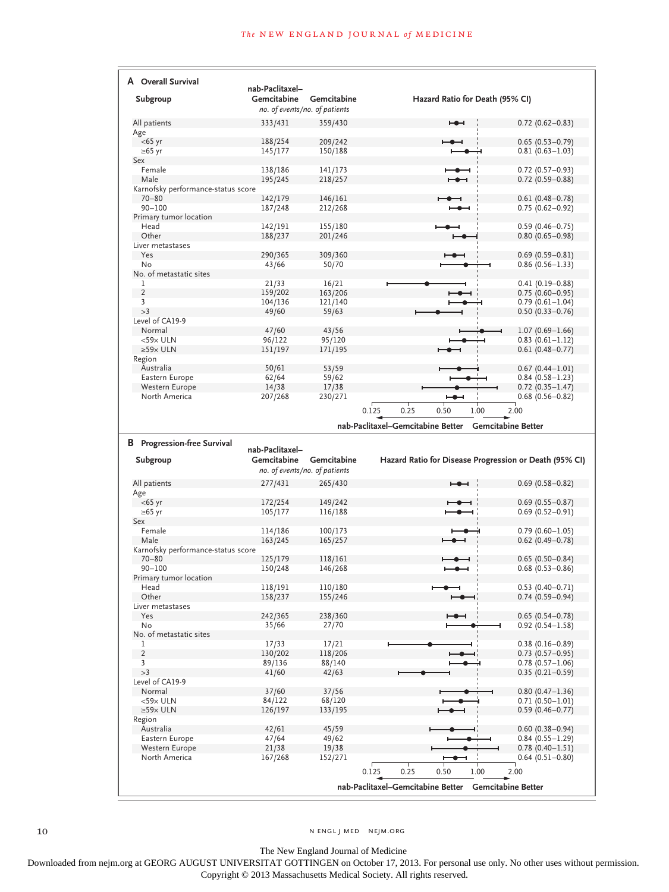## A Overall Survival

| Subgroup | nab-Paclitaxel–Gemcitabine (no. of events/no. of patients) | Gemcitabine (no. of events/no. of patients) | Hazard Ratio for Death (95% CI) |
|---|---|---|---|
| All patients | 333/431 | 359/430 | 0.72 (0.62–0.83) |
| **Age** | | | |
| <65 yr | 188/254 | 209/242 | 0.65 (0.53–0.79) |
| ≥65 yr | 145/177 | 150/188 | 0.81 (0.63–1.03) |
| **Sex** | | | |
| Female | 138/186 | 141/173 | 0.72 (0.57–0.93) |
| Male | 195/245 | 218/257 | 0.72 (0.59–0.88) |
| **Karnofsky performance-status score** | | | |
| 70–80 | 142/179 | 146/161 | 0.61 (0.48–0.78) |
| 90–100 | 187/248 | 212/268 | 0.75 (0.62–0.92) |
| **Primary tumor location** | | | |
| Head | 142/191 | 155/180 | 0.59 (0.46–0.75) |
| Other | 188/237 | 201/246 | 0.80 (0.65–0.98) |
| **Liver metastases** | | | |
| Yes | 290/365 | 309/360 | 0.69 (0.59–0.81) |
| No | 43/66 | 50/70 | 0.86 (0.56–1.33) |
| **No. of metastatic sites** | | | |
| 1 | 21/33 | 16/21 | 0.41 (0.19–0.88) |
| 2 | 159/202 | 163/206 | 0.75 (0.60–0.95) |
| 3 | 104/136 | 121/140 | 0.79 (0.61–1.04) |
| >3 | 49/60 | 59/63 | 0.50 (0.33–0.76) |
| **Level of CA19-9** | | | |
| Normal | 47/60 | 43/56 | 1.07 (0.69–1.66) |
| <59× ULN | 96/122 | 95/120 | 0.83 (0.61–1.12) |
| ≥59× ULN | 151/197 | 171/195 | 0.61 (0.48–0.77) |
| **Region** | | | |
| Australia | 50/61 | 53/59 | 0.67 (0.44–1.01) |
| Eastern Europe | 62/64 | 59/62 | 0.84 (0.58–1.23) |
| Western Europe | 14/38 | 17/38 | 0.72 (0.35–1.47) |
| North America | 207/268 | 230/271 | 0.68 (0.56–0.82) |

Axis: 0.125, 0.25, 0.50, 1.00, 2.00 — ← nab-Paclitaxel–Gemcitabine Better | Gemcitabine Better →

## B Progression-free Survival

| Subgroup | nab-Paclitaxel–Gemcitabine (no. of events/no. of patients) | Gemcitabine (no. of events/no. of patients) | Hazard Ratio for Disease Progression or Death (95% CI) |
|---|---|---|---|
| All patients | 277/431 | 265/430 | 0.69 (0.58–0.82) |
| **Age** | | | |
| <65 yr | 172/254 | 149/242 | 0.69 (0.55–0.87) |
| ≥65 yr | 105/177 | 116/188 | 0.69 (0.52–0.91) |
| **Sex** | | | |
| Female | 114/186 | 100/173 | 0.79 (0.60–1.05) |
| Male | 163/245 | 165/257 | 0.62 (0.49–0.78) |
| **Karnofsky performance-status score** | | | |
| 70–80 | 125/179 | 118/161 | 0.65 (0.50–0.84) |
| 90–100 | 150/248 | 146/268 | 0.68 (0.53–0.86) |
| **Primary tumor location** | | | |
| Head | 118/191 | 110/180 | 0.53 (0.40–0.71) |
| Other | 158/237 | 155/246 | 0.74 (0.59–0.94) |
| **Liver metastases** | | | |
| Yes | 242/365 | 238/360 | 0.65 (0.54–0.78) |
| No | 35/66 | 27/70 | 0.92 (0.54–1.58) |
| **No. of metastatic sites** | | | |
| 1 | 17/33 | 17/21 | 0.38 (0.16–0.89) |
| 2 | 130/202 | 118/206 | 0.73 (0.57–0.95) |
| 3 | 89/136 | 88/140 | 0.78 (0.57–1.06) |
| >3 | 41/60 | 42/63 | 0.35 (0.21–0.59) |
| **Level of CA19-9** | | | |
| Normal | 37/60 | 37/56 | 0.80 (0.47–1.36) |
| <59× ULN | 84/122 | 68/120 | 0.71 (0.50–1.01) |
| ≥59× ULN | 126/197 | 133/195 | 0.59 (0.46–0.77) |
| **Region** | | | |
| Australia | 42/61 | 45/59 | 0.60 (0.38–0.94) |
| Eastern Europe | 47/64 | 49/62 | 0.84 (0.55–1.29) |
| Western Europe | 21/38 | 19/38 | 0.78 (0.40–1.51) |
| North America | 167/268 | 152/271 | 0.64 (0.51–0.80) |

Axis: 0.125, 0.25, 0.50, 1.00, 2.00 — ← nab-Paclitaxel–Gemcitabine Better | Gemcitabine Better →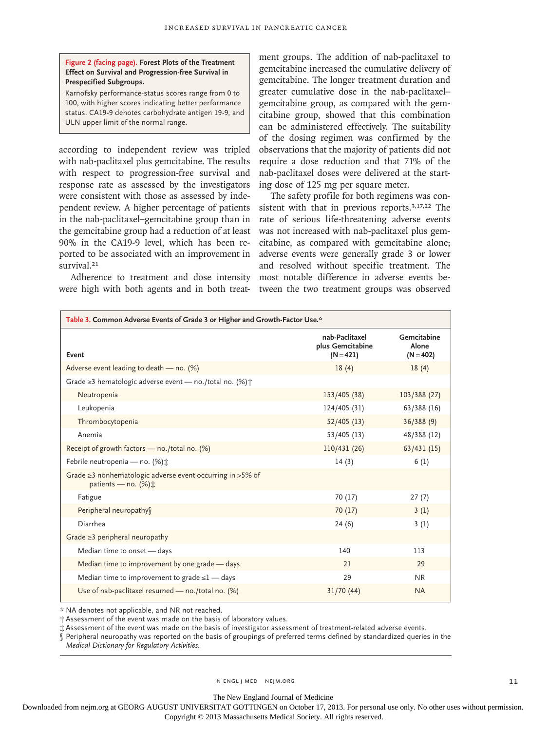**Figure 2 (facing page). Forest Plots of the Treatment Effect on Survival and Progression-free Survival in Prespecified Subgroups.**

Karnofsky performance-status scores range from 0 to 100, with higher scores indicating better performance status. CA19-9 denotes carbohydrate antigen 19-9, and ULN upper limit of the normal range.

according to independent review was tripled with nab-paclitaxel plus gemcitabine. The results with respect to progression-free survival and response rate as assessed by the investigators were consistent with those as assessed by independent review. A higher percentage of patients in the nab-paclitaxel–gemcitabine group than in the gemcitabine group had a reduction of at least 90% in the CA19-9 level, which has been reported to be associated with an improvement in survival.[21]

Adherence to treatment and dose intensity were high with both agents and in both treatment groups. The addition of nab-paclitaxel to gemcitabine increased the cumulative delivery of gemcitabine. The longer treatment duration and greater cumulative dose in the nab-paclitaxel–gemcitabine group, as compared with the gemcitabine group, showed that this combination can be administered effectively. The suitability of the dosing regimen was confirmed by the observations that the majority of patients did not require a dose reduction and that 71% of the nab-paclitaxel doses were delivered at the starting dose of 125 mg per square meter.

The safety profile for both regimens was consistent with that in previous reports.[3,17,22] The rate of serious life-threatening adverse events was not increased with nab-paclitaxel plus gemcitabine, as compared with gemcitabine alone; adverse events were generally grade 3 or lower and resolved without specific treatment. The most notable difference in adverse events between the two treatment groups was observed

**Table 3. Common Adverse Events of Grade 3 or Higher and Growth-Factor Use.***

| Event | nab-Paclitaxel plus Gemcitabine (N=421) | Gemcitabine Alone (N=402) |
|---|---|---|
| Adverse event leading to death — no. (%) | 18 (4) | 18 (4) |
| Grade ≥3 hematologic adverse event — no./total no. (%)† | | |
| Neutropenia | 153/405 (38) | 103/388 (27) |
| Leukopenia | 124/405 (31) | 63/388 (16) |
| Thrombocytopenia | 52/405 (13) | 36/388 (9) |
| Anemia | 53/405 (13) | 48/388 (12) |
| Receipt of growth factors — no./total no. (%) | 110/431 (26) | 63/431 (15) |
| Febrile neutropenia — no. (%)‡ | 14 (3) | 6 (1) |
| Grade ≥3 nonhematologic adverse event occurring in >5% of patients — no. (%)‡ | | |
| Fatigue | 70 (17) | 27 (7) |
| Peripheral neuropathy§ | 70 (17) | 3 (1) |
| Diarrhea | 24 (6) | 3 (1) |
| Grade ≥3 peripheral neuropathy | | |
| Median time to onset — days | 140 | 113 |
| Median time to improvement by one grade — days | 21 | 29 |
| Median time to improvement to grade ≤1 — days | 29 | NR |
| Use of nab-paclitaxel resumed — no./total no. (%) | 31/70 (44) | NA |

\* NA denotes not applicable, and NR not reached.

† Assessment of the event was made on the basis of laboratory values.

‡ Assessment of the event was made on the basis of investigator assessment of treatment-related adverse events.

§ Peripheral neuropathy was reported on the basis of groupings of preferred terms defined by standardized queries in the *Medical Dictionary for Regulatory Activities*.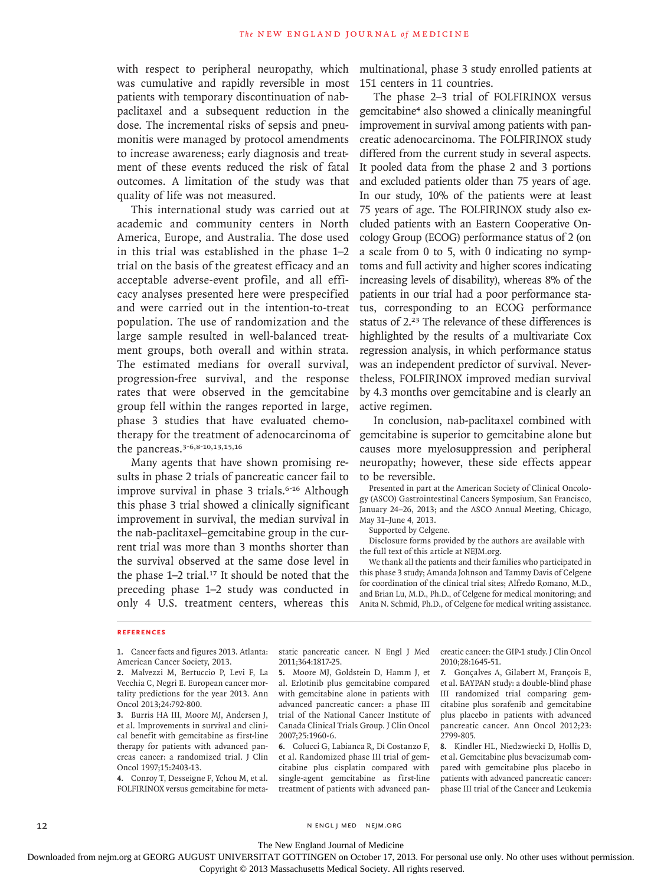with respect to peripheral neuropathy, which was cumulative and rapidly reversible in most patients with temporary discontinuation of nab-paclitaxel and a subsequent reduction in the dose. The incremental risks of sepsis and pneumonitis were managed by protocol amendments to increase awareness; early diagnosis and treatment of these events reduced the risk of fatal outcomes. A limitation of the study was that quality of life was not measured.

This international study was carried out at academic and community centers in North America, Europe, and Australia. The dose used in this trial was established in the phase 1–2 trial on the basis of the greatest efficacy and an acceptable adverse-event profile, and all efficacy analyses presented here were prespecified and were carried out in the intention-to-treat population. The use of randomization and the large sample resulted in well-balanced treatment groups, both overall and within strata. The estimated medians for overall survival, progression-free survival, and the response rates that were observed in the gemcitabine group fell within the ranges reported in large, phase 3 studies that have evaluated chemotherapy for the treatment of adenocarcinoma of the pancreas.[3-6,8-10,13,15,16]

Many agents that have shown promising results in phase 2 trials of pancreatic cancer fail to improve survival in phase 3 trials.[6-16] Although this phase 3 trial showed a clinically significant improvement in survival, the median survival in the nab-paclitaxel–gemcitabine group in the current trial was more than 3 months shorter than the survival observed at the same dose level in the phase 1–2 trial.[17] It should be noted that the preceding phase 1–2 study was conducted in only 4 U.S. treatment centers, whereas this multinational, phase 3 study enrolled patients at 151 centers in 11 countries.

The phase 2–3 trial of FOLFIRINOX versus gemcitabine[4] also showed a clinically meaningful improvement in survival among patients with pancreatic adenocarcinoma. The FOLFIRINOX study differed from the current study in several aspects. It pooled data from the phase 2 and 3 portions and excluded patients older than 75 years of age. In our study, 10% of the patients were at least 75 years of age. The FOLFIRINOX study also excluded patients with an Eastern Cooperative Oncology Group (ECOG) performance status of 2 (on a scale from 0 to 5, with 0 indicating no symptoms and full activity and higher scores indicating increasing levels of disability), whereas 8% of the patients in our trial had a poor performance status, corresponding to an ECOG performance status of 2.[23] The relevance of these differences is highlighted by the results of a multivariate Cox regression analysis, in which performance status was an independent predictor of survival. Nevertheless, FOLFIRINOX improved median survival by 4.3 months over gemcitabine and is clearly an active regimen.

In conclusion, nab-paclitaxel combined with gemcitabine is superior to gemcitabine alone but causes more myelosuppression and peripheral neuropathy; however, these side effects appear to be reversible.

Presented in part at the American Society of Clinical Oncology (ASCO) Gastrointestinal Cancers Symposium, San Francisco, January 24–26, 2013; and the ASCO Annual Meeting, Chicago, May 31–June 4, 2013.

Supported by Celgene.

Disclosure forms provided by the authors are available with the full text of this article at NEJM.org.

We thank all the patients and their families who participated in this phase 3 study; Amanda Johnson and Tammy Davis of Celgene for coordination of the clinical trial sites; Alfredo Romano, M.D., and Brian Lu, M.D., Ph.D., of Celgene for medical monitoring; and Anita N. Schmid, Ph.D., of Celgene for medical writing assistance.

## References

1. Cancer facts and figures 2013. Atlanta: American Cancer Society, 2013.
2. Malvezzi M, Bertuccio P, Levi F, La Vecchia C, Negri E. European cancer mortality predictions for the year 2013. Ann Oncol 2013;24:792-800.
3. Burris HA III, Moore MJ, Andersen J, et al. Improvements in survival and clinical benefit with gemcitabine as first-line therapy for patients with advanced pancreas cancer: a randomized trial. J Clin Oncol 1997;15:2403-13.
4. Conroy T, Desseigne F, Ychou M, et al. FOLFIRINOX versus gemcitabine for metastatic pancreatic cancer. N Engl J Med 2011;364:1817-25.
5. Moore MJ, Goldstein D, Hamm J, et al. Erlotinib plus gemcitabine compared with gemcitabine alone in patients with advanced pancreatic cancer: a phase III trial of the National Cancer Institute of Canada Clinical Trials Group. J Clin Oncol 2007;25:1960-6.
6. Colucci G, Labianca R, Di Costanzo F, et al. Randomized phase III trial of gemcitabine plus cisplatin compared with single-agent gemcitabine as first-line treatment of patients with advanced pancreatic cancer: the GIP-1 study. J Clin Oncol 2010;28:1645-51.
7. Gonçalves A, Gilabert M, François E, et al. BAYPAN study: a double-blind phase III randomized trial comparing gemcitabine plus sorafenib and gemcitabine plus placebo in patients with advanced pancreatic cancer. Ann Oncol 2012;23:2799-805.
8. Kindler HL, Niedzwiecki D, Hollis D, et al. Gemcitabine plus bevacizumab compared with gemcitabine plus placebo in patients with advanced pancreatic cancer: phase III trial of the Cancer and Leukemia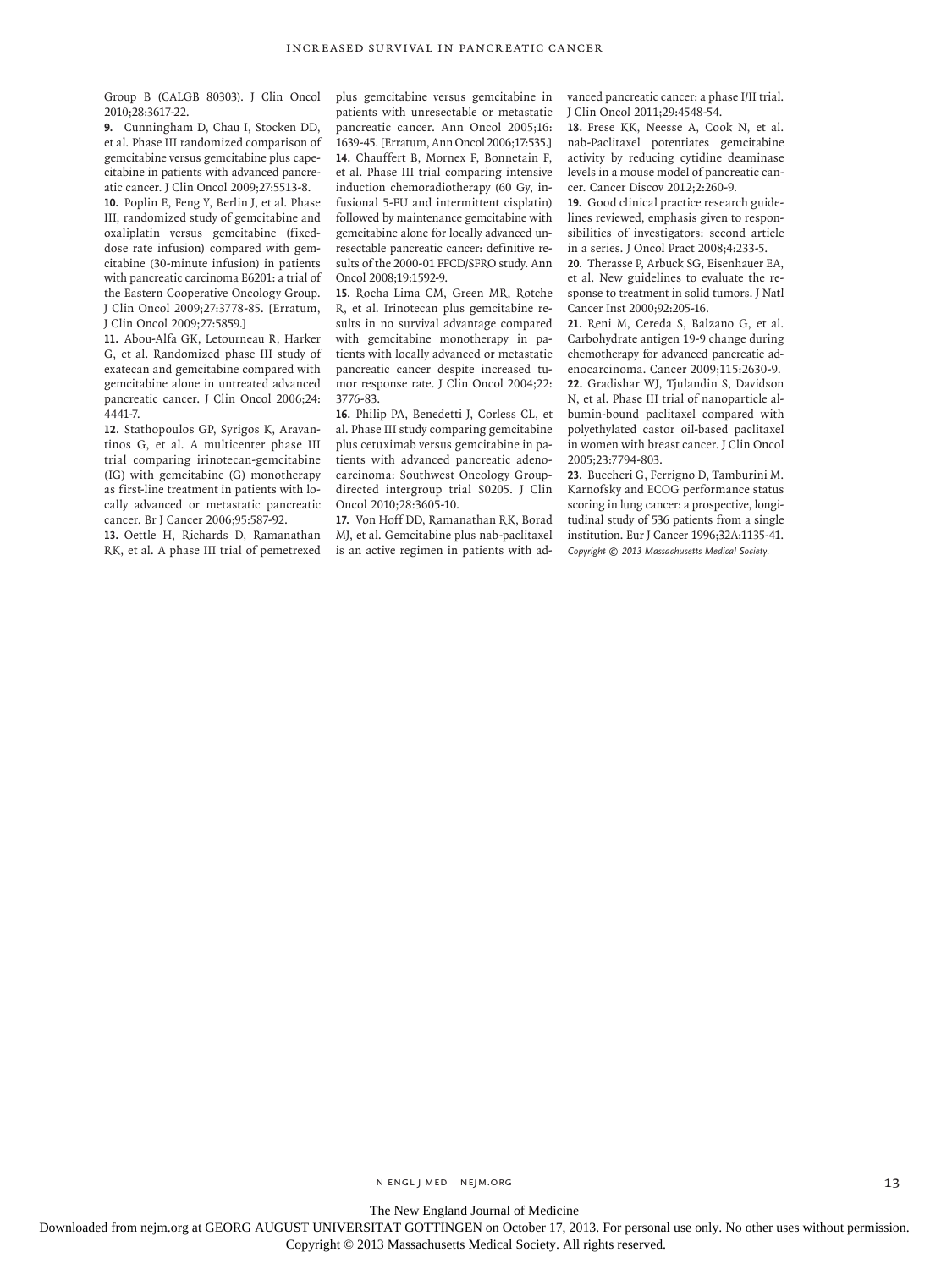Group B (CALGB 80303). J Clin Oncol 2010;28:3617-22.

**9.** Cunningham D, Chau I, Stocken DD, et al. Phase III randomized comparison of gemcitabine versus gemcitabine plus capecitabine in patients with advanced pancreatic cancer. J Clin Oncol 2009;27:5513-8.

**10.** Poplin E, Feng Y, Berlin J, et al. Phase III, randomized study of gemcitabine and oxaliplatin versus gemcitabine (fixed-dose rate infusion) compared with gemcitabine (30-minute infusion) in patients with pancreatic carcinoma E6201: a trial of the Eastern Cooperative Oncology Group. J Clin Oncol 2009;27:3778-85. [Erratum, J Clin Oncol 2009;27:5859.]

**11.** Abou-Alfa GK, Letourneau R, Harker G, et al. Randomized phase III study of exatecan and gemcitabine compared with gemcitabine alone in untreated advanced pancreatic cancer. J Clin Oncol 2006;24:4441-7.

**12.** Stathopoulos GP, Syrigos K, Aravantinos G, et al. A multicenter phase III trial comparing irinotecan-gemcitabine (IG) with gemcitabine (G) monotherapy as first-line treatment in patients with locally advanced or metastatic pancreatic cancer. Br J Cancer 2006;95:587-92.

**13.** Oettle H, Richards D, Ramanathan RK, et al. A phase III trial of pemetrexed plus gemcitabine versus gemcitabine in patients with unresectable or metastatic pancreatic cancer. Ann Oncol 2005;16:1639-45. [Erratum, Ann Oncol 2006;17:535.]

**14.** Chauffert B, Mornex F, Bonnetain F, et al. Phase III trial comparing intensive induction chemoradiotherapy (60 Gy, infusional 5-FU and intermittent cisplatin) followed by maintenance gemcitabine with gemcitabine alone for locally advanced unresectable pancreatic cancer: definitive results of the 2000-01 FFCD/SFRO study. Ann Oncol 2008;19:1592-9.

**15.** Rocha Lima CM, Green MR, Rotche R, et al. Irinotecan plus gemcitabine results in no survival advantage compared with gemcitabine monotherapy in patients with locally advanced or metastatic pancreatic cancer despite increased tumor response rate. J Clin Oncol 2004;22:3776-83.

**16.** Philip PA, Benedetti J, Corless CL, et al. Phase III study comparing gemcitabine plus cetuximab versus gemcitabine in patients with advanced pancreatic adenocarcinoma: Southwest Oncology Group-directed intergroup trial S0205. J Clin Oncol 2010;28:3605-10.

**17.** Von Hoff DD, Ramanathan RK, Borad MJ, et al. Gemcitabine plus nab-paclitaxel is an active regimen in patients with advanced pancreatic cancer: a phase I/II trial. J Clin Oncol 2011;29:4548-54.

**18.** Frese KK, Neesse A, Cook N, et al. nab-Paclitaxel potentiates gemcitabine activity by reducing cytidine deaminase levels in a mouse model of pancreatic cancer. Cancer Discov 2012;2:260-9.

**19.** Good clinical practice research guidelines reviewed, emphasis given to responsibilities of investigators: second article in a series. J Oncol Pract 2008;4:233-5.

**20.** Therasse P, Arbuck SG, Eisenhauer EA, et al. New guidelines to evaluate the response to treatment in solid tumors. J Natl Cancer Inst 2000;92:205-16.

**21.** Reni M, Cereda S, Balzano G, et al. Carbohydrate antigen 19-9 change during chemotherapy for advanced pancreatic adenocarcinoma. Cancer 2009;115:2630-9.

**22.** Gradishar WJ, Tjulandin S, Davidson N, et al. Phase III trial of nanoparticle albumin-bound paclitaxel compared with polyethylated castor oil-based paclitaxel in women with breast cancer. J Clin Oncol 2005;23:7794-803.

**23.** Buccheri G, Ferrigno D, Tamburini M. Karnofsky and ECOG performance status scoring in lung cancer: a prospective, longitudinal study of 536 patients from a single institution. Eur J Cancer 1996;32A:1135-41.

*Copyright © 2013 Massachusetts Medical Society.*